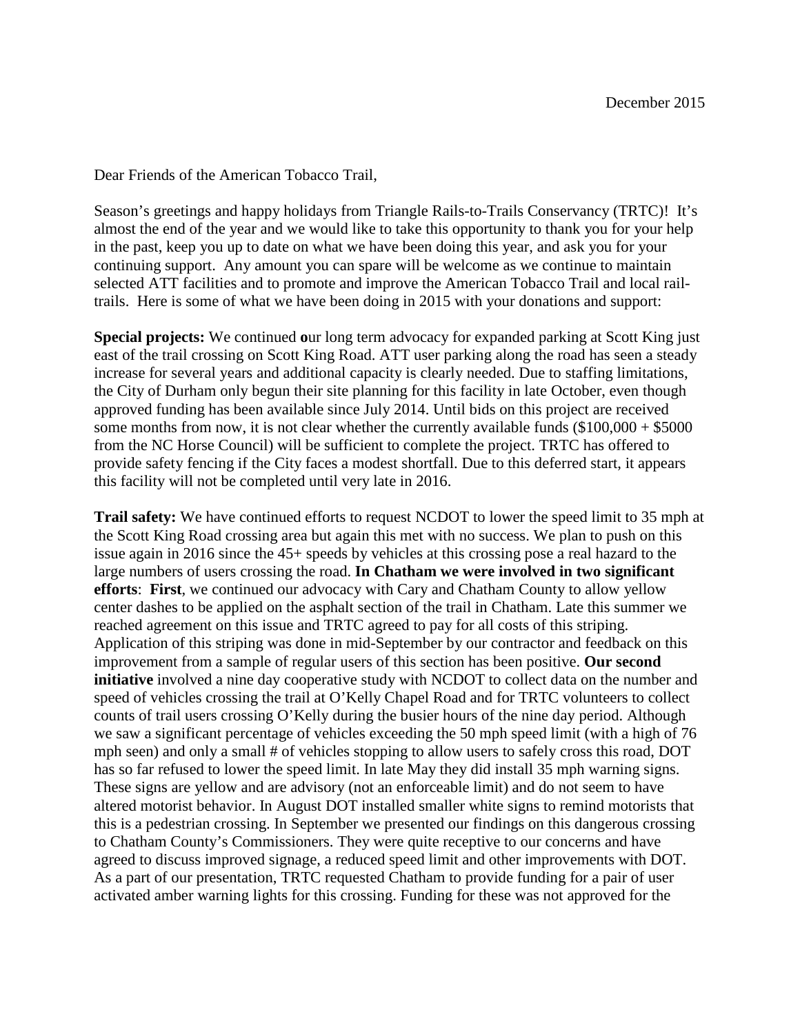December 2015

Dear Friends of the American Tobacco Trail,

Season's greetings and happy holidays from Triangle Rails-to-Trails Conservancy (TRTC)! It's almost the end of the year and we would like to take this opportunity to thank you for your help in the past, keep you up to date on what we have been doing this year, and ask you for your continuing support. Any amount you can spare will be welcome as we continue to maintain selected ATT facilities and to promote and improve the American Tobacco Trail and local rail-trails. Here is some of what we have been doing in 2015 with your donations and support:

**Special projects:** We continued **o**ur long term advocacy for expanded parking at Scott King just east of the trail crossing on Scott King Road. ATT user parking along the road has seen a steady increase for several years and additional capacity is clearly needed. Due to staffing limitations, the City of Durham only begun their site planning for this facility in late October, even though approved funding has been available since July 2014. Until bids on this project are received some months from now, it is not clear whether the currently available funds ($100,000 + $5000 from the NC Horse Council) will be sufficient to complete the project. TRTC has offered to provide safety fencing if the City faces a modest shortfall. Due to this deferred start, it appears this facility will not be completed until very late in 2016.

**Trail safety:** We have continued efforts to request NCDOT to lower the speed limit to 35 mph at the Scott King Road crossing area but again this met with no success. We plan to push on this issue again in 2016 since the 45+ speeds by vehicles at this crossing pose a real hazard to the large numbers of users crossing the road. **In Chatham we were involved in two significant efforts**: **First**, we continued our advocacy with Cary and Chatham County to allow yellow center dashes to be applied on the asphalt section of the trail in Chatham. Late this summer we reached agreement on this issue and TRTC agreed to pay for all costs of this striping. Application of this striping was done in mid-September by our contractor and feedback on this improvement from a sample of regular users of this section has been positive. **Our second initiative** involved a nine day cooperative study with NCDOT to collect data on the number and speed of vehicles crossing the trail at O'Kelly Chapel Road and for TRTC volunteers to collect counts of trail users crossing O'Kelly during the busier hours of the nine day period. Although we saw a significant percentage of vehicles exceeding the 50 mph speed limit (with a high of 76 mph seen) and only a small # of vehicles stopping to allow users to safely cross this road, DOT has so far refused to lower the speed limit. In late May they did install 35 mph warning signs. These signs are yellow and are advisory (not an enforceable limit) and do not seem to have altered motorist behavior. In August DOT installed smaller white signs to remind motorists that this is a pedestrian crossing. In September we presented our findings on this dangerous crossing to Chatham County's Commissioners. They were quite receptive to our concerns and have agreed to discuss improved signage, a reduced speed limit and other improvements with DOT. As a part of our presentation, TRTC requested Chatham to provide funding for a pair of user activated amber warning lights for this crossing. Funding for these was not approved for the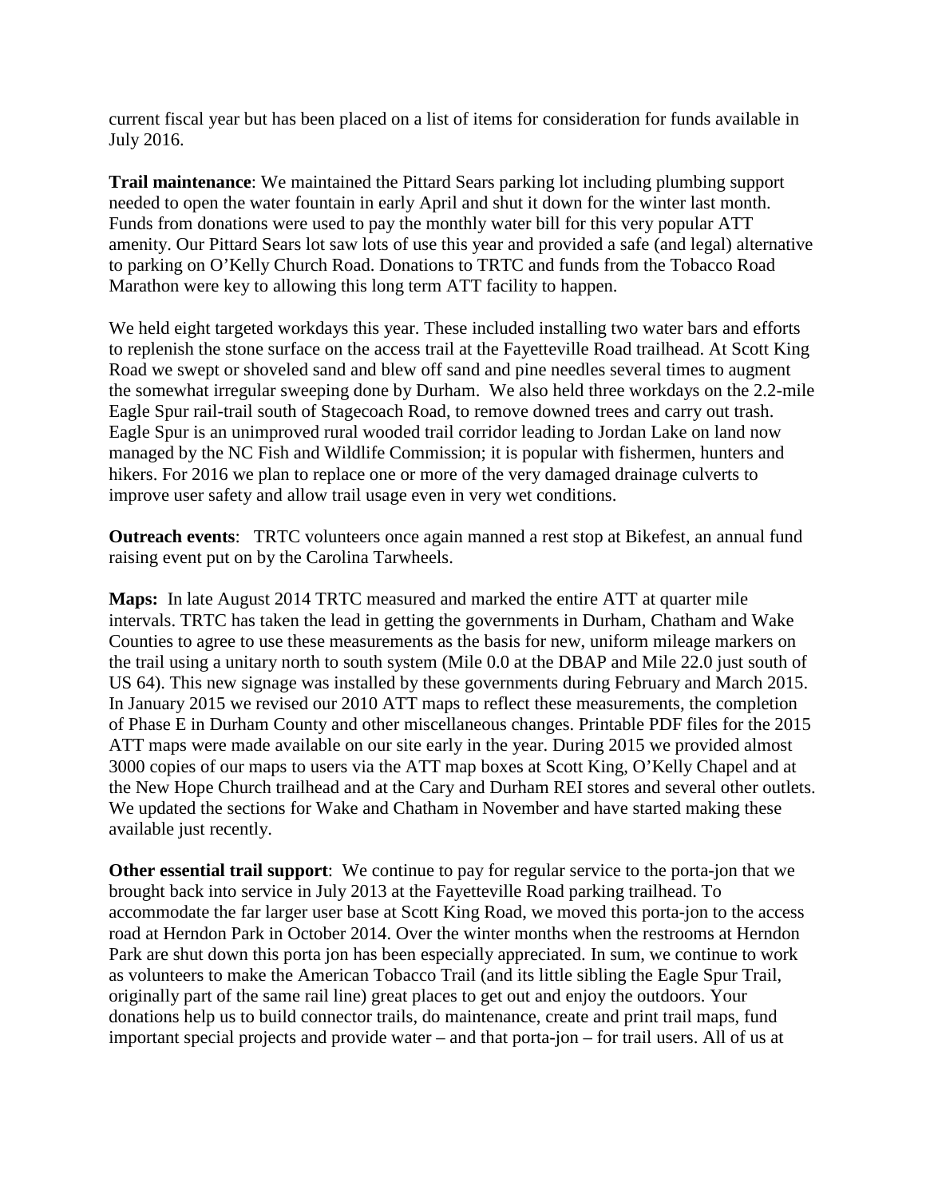current fiscal year but has been placed on a list of items for consideration for funds available in July 2016.

**Trail maintenance**: We maintained the Pittard Sears parking lot including plumbing support needed to open the water fountain in early April and shut it down for the winter last month. Funds from donations were used to pay the monthly water bill for this very popular ATT amenity. Our Pittard Sears lot saw lots of use this year and provided a safe (and legal) alternative to parking on O'Kelly Church Road. Donations to TRTC and funds from the Tobacco Road Marathon were key to allowing this long term ATT facility to happen.

We held eight targeted workdays this year. These included installing two water bars and efforts to replenish the stone surface on the access trail at the Fayetteville Road trailhead. At Scott King Road we swept or shoveled sand and blew off sand and pine needles several times to augment the somewhat irregular sweeping done by Durham. We also held three workdays on the 2.2-mile Eagle Spur rail-trail south of Stagecoach Road, to remove downed trees and carry out trash. Eagle Spur is an unimproved rural wooded trail corridor leading to Jordan Lake on land now managed by the NC Fish and Wildlife Commission; it is popular with fishermen, hunters and hikers. For 2016 we plan to replace one or more of the very damaged drainage culverts to improve user safety and allow trail usage even in very wet conditions.

**Outreach events**: TRTC volunteers once again manned a rest stop at Bikefest, an annual fund raising event put on by the Carolina Tarwheels.

**Maps:** In late August 2014 TRTC measured and marked the entire ATT at quarter mile intervals. TRTC has taken the lead in getting the governments in Durham, Chatham and Wake Counties to agree to use these measurements as the basis for new, uniform mileage markers on the trail using a unitary north to south system (Mile 0.0 at the DBAP and Mile 22.0 just south of US 64). This new signage was installed by these governments during February and March 2015. In January 2015 we revised our 2010 ATT maps to reflect these measurements, the completion of Phase E in Durham County and other miscellaneous changes. Printable PDF files for the 2015 ATT maps were made available on our site early in the year. During 2015 we provided almost 3000 copies of our maps to users via the ATT map boxes at Scott King, O'Kelly Chapel and at the New Hope Church trailhead and at the Cary and Durham REI stores and several other outlets. We updated the sections for Wake and Chatham in November and have started making these available just recently.

**Other essential trail support**: We continue to pay for regular service to the porta-jon that we brought back into service in July 2013 at the Fayetteville Road parking trailhead. To accommodate the far larger user base at Scott King Road, we moved this porta-jon to the access road at Herndon Park in October 2014. Over the winter months when the restrooms at Herndon Park are shut down this porta jon has been especially appreciated. In sum, we continue to work as volunteers to make the American Tobacco Trail (and its little sibling the Eagle Spur Trail, originally part of the same rail line) great places to get out and enjoy the outdoors. Your donations help us to build connector trails, do maintenance, create and print trail maps, fund important special projects and provide water – and that porta-jon – for trail users. All of us at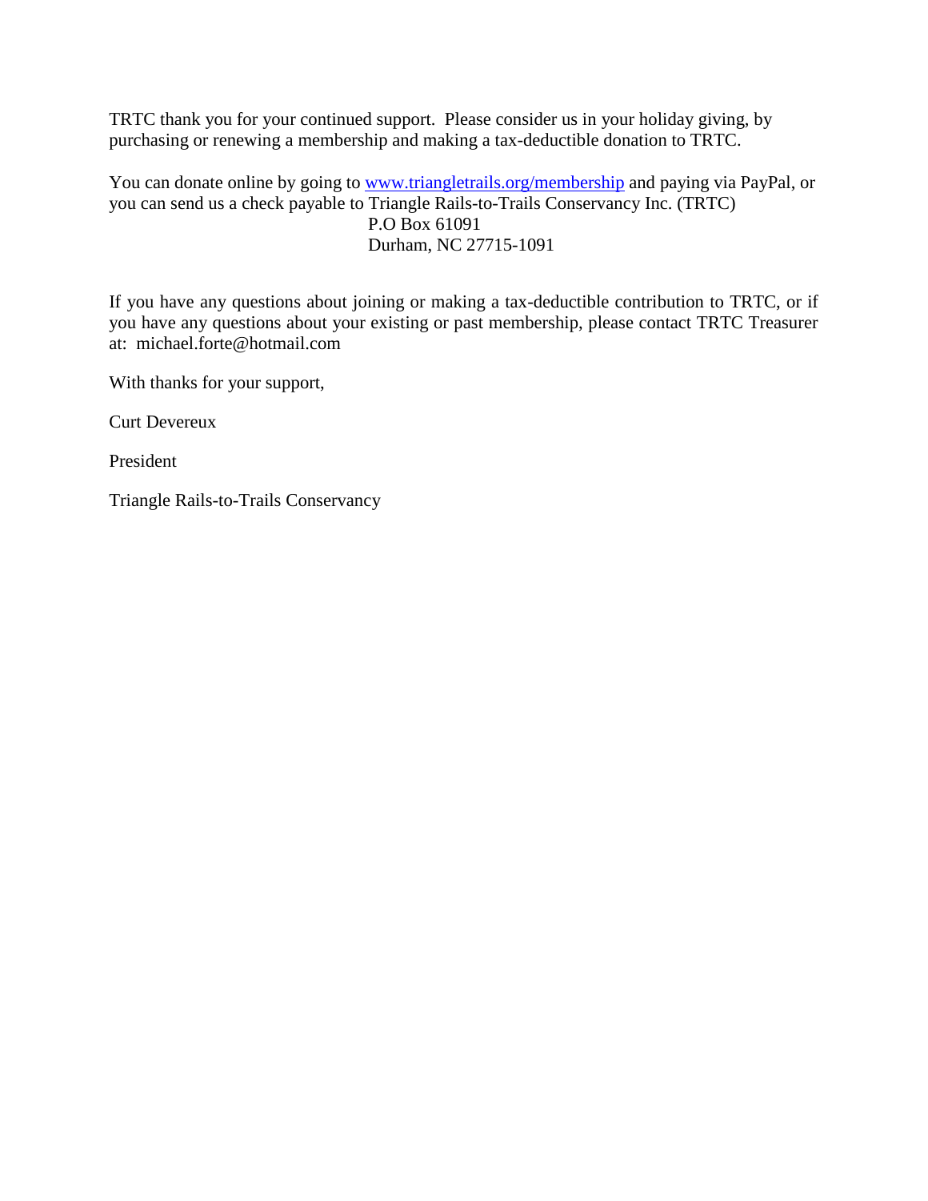TRTC thank you for your continued support.  Please consider us in your holiday giving, by purchasing or renewing a membership and making a tax-deductible donation to TRTC.

You can donate online by going to [www.triangletrails.org/membership](http://www.triangletrails.org/membership) and paying via PayPal, or you can send us a check payable to Triangle Rails-to-Trails Conservancy Inc. (TRTC)
P.O Box 61091
Durham, NC 27715-1091

If you have any questions about joining or making a tax-deductible contribution to TRTC, or if you have any questions about your existing or past membership, please contact TRTC Treasurer at:  michael.forte@hotmail.com

With thanks for your support,

Curt Devereux

President

Triangle Rails-to-Trails Conservancy